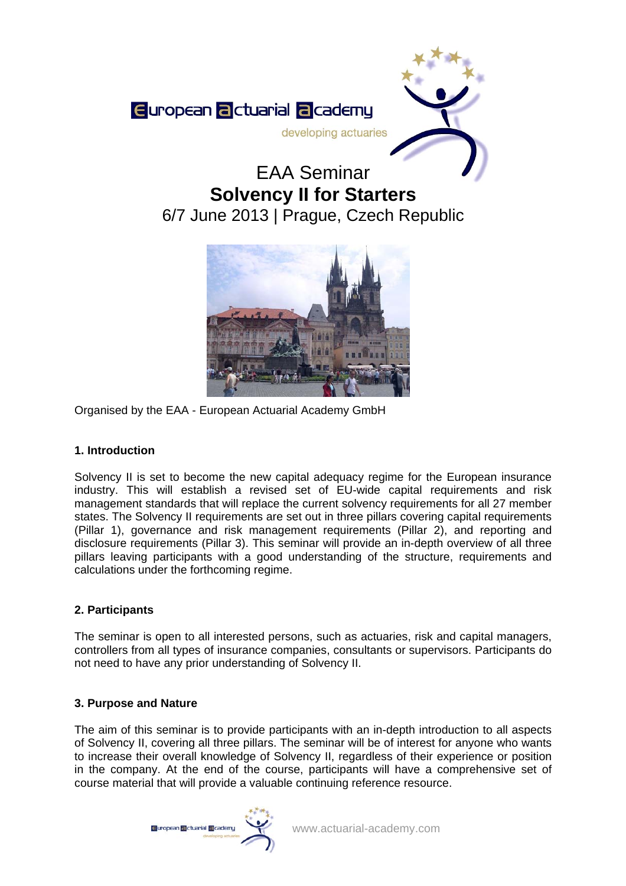European Actuarial Academy

developing actuaries

# EAA Seminar
# **Solvency II for Starters**
## 6/7 June 2013 | Prague, Czech Republic

Organised by the EAA - European Actuarial Academy GmbH

### 1. Introduction

Solvency II is set to become the new capital adequacy regime for the European insurance industry. This will establish a revised set of EU-wide capital requirements and risk management standards that will replace the current solvency requirements for all 27 member states. The Solvency II requirements are set out in three pillars covering capital requirements (Pillar 1), governance and risk management requirements (Pillar 2), and reporting and disclosure requirements (Pillar 3). This seminar will provide an in-depth overview of all three pillars leaving participants with a good understanding of the structure, requirements and calculations under the forthcoming regime.

### 2. Participants

The seminar is open to all interested persons, such as actuaries, risk and capital managers, controllers from all types of insurance companies, consultants or supervisors. Participants do not need to have any prior understanding of Solvency II.

### 3. Purpose and Nature

The aim of this seminar is to provide participants with an in-depth introduction to all aspects of Solvency II, covering all three pillars. The seminar will be of interest for anyone who wants to increase their overall knowledge of Solvency II, regardless of their experience or position in the company. At the end of the course, participants will have a comprehensive set of course material that will provide a valuable continuing reference resource.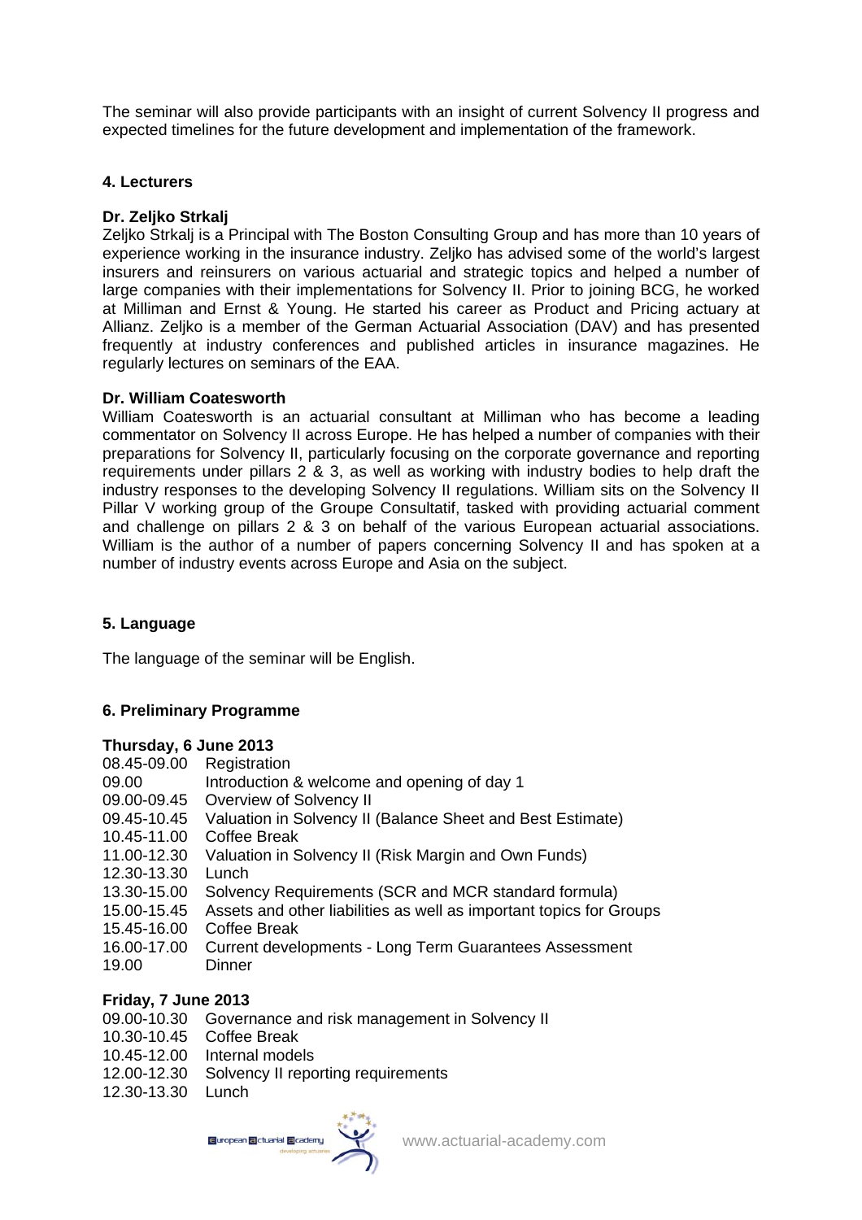The seminar will also provide participants with an insight of current Solvency II progress and expected timelines for the future development and implementation of the framework.

## 4. Lecturers

### Dr. Zeljko Strkalj

Zeljko Strkalj is a Principal with The Boston Consulting Group and has more than 10 years of experience working in the insurance industry. Zeljko has advised some of the world's largest insurers and reinsurers on various actuarial and strategic topics and helped a number of large companies with their implementations for Solvency II. Prior to joining BCG, he worked at Milliman and Ernst & Young. He started his career as Product and Pricing actuary at Allianz. Zeljko is a member of the German Actuarial Association (DAV) and has presented frequently at industry conferences and published articles in insurance magazines. He regularly lectures on seminars of the EAA.

### Dr. William Coatesworth

William Coatesworth is an actuarial consultant at Milliman who has become a leading commentator on Solvency II across Europe. He has helped a number of companies with their preparations for Solvency II, particularly focusing on the corporate governance and reporting requirements under pillars 2 & 3, as well as working with industry bodies to help draft the industry responses to the developing Solvency II regulations. William sits on the Solvency II Pillar V working group of the Groupe Consultatif, tasked with providing actuarial comment and challenge on pillars 2 & 3 on behalf of the various European actuarial associations. William is the author of a number of papers concerning Solvency II and has spoken at a number of industry events across Europe and Asia on the subject.

## 5. Language

The language of the seminar will be English.

## 6. Preliminary Programme

### Thursday, 6 June 2013

| | |
|---|---|
| 08.45-09.00 | Registration |
| 09.00 | Introduction & welcome and opening of day 1 |
| 09.00-09.45 | Overview of Solvency II |
| 09.45-10.45 | Valuation in Solvency II (Balance Sheet and Best Estimate) |
| 10.45-11.00 | Coffee Break |
| 11.00-12.30 | Valuation in Solvency II (Risk Margin and Own Funds) |
| 12.30-13.30 | Lunch |
| 13.30-15.00 | Solvency Requirements (SCR and MCR standard formula) |
| 15.00-15.45 | Assets and other liabilities as well as important topics for Groups |
| 15.45-16.00 | Coffee Break |
| 16.00-17.00 | Current developments - Long Term Guarantees Assessment |
| 19.00 | Dinner |

### Friday, 7 June 2013

| | |
|---|---|
| 09.00-10.30 | Governance and risk management in Solvency II |
| 10.30-10.45 | Coffee Break |
| 10.45-12.00 | Internal models |
| 12.00-12.30 | Solvency II reporting requirements |
| 12.30-13.30 | Lunch |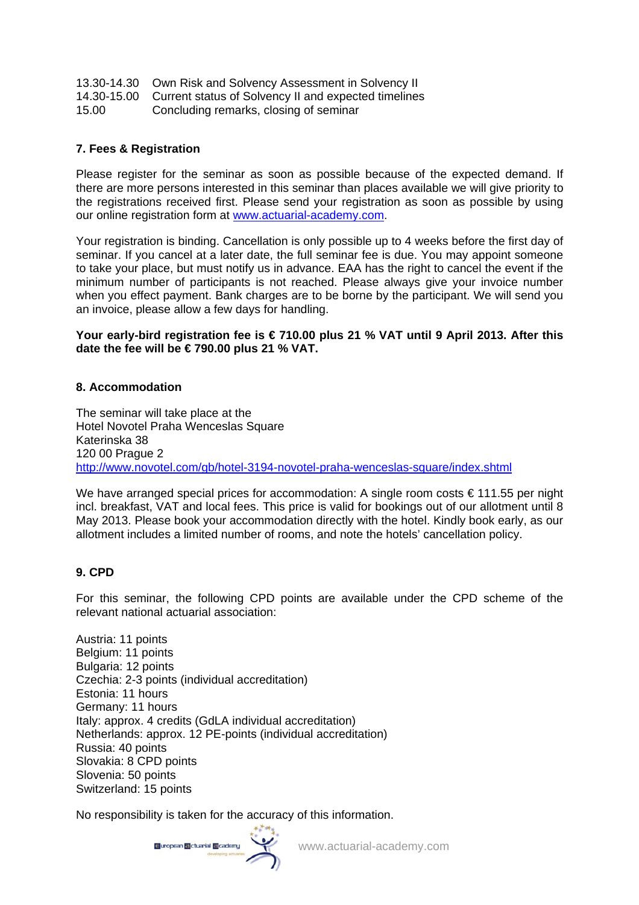| | |
|---|---|
| 13.30-14.30 | Own Risk and Solvency Assessment in Solvency II |
| 14.30-15.00 | Current status of Solvency II and expected timelines |
| 15.00 | Concluding remarks, closing of seminar |

## 7. Fees & Registration

Please register for the seminar as soon as possible because of the expected demand. If there are more persons interested in this seminar than places available we will give priority to the registrations received first. Please send your registration as soon as possible by using our online registration form at www.actuarial-academy.com.

Your registration is binding. Cancellation is only possible up to 4 weeks before the first day of seminar. If you cancel at a later date, the full seminar fee is due. You may appoint someone to take your place, but must notify us in advance. EAA has the right to cancel the event if the minimum number of participants is not reached. Please always give your invoice number when you effect payment. Bank charges are to be borne by the participant. We will send you an invoice, please allow a few days for handling.

**Your early-bird registration fee is € 710.00 plus 21 % VAT until 9 April 2013. After this date the fee will be € 790.00 plus 21 % VAT.**

## 8. Accommodation

The seminar will take place at the
Hotel Novotel Praha Wenceslas Square
Katerinska 38
120 00 Prague 2
http://www.novotel.com/gb/hotel-3194-novotel-praha-wenceslas-square/index.shtml

We have arranged special prices for accommodation: A single room costs € 111.55 per night incl. breakfast, VAT and local fees. This price is valid for bookings out of our allotment until 8 May 2013. Please book your accommodation directly with the hotel. Kindly book early, as our allotment includes a limited number of rooms, and note the hotels' cancellation policy.

## 9. CPD

For this seminar, the following CPD points are available under the CPD scheme of the relevant national actuarial association:

Austria: 11 points
Belgium: 11 points
Bulgaria: 12 points
Czechia: 2-3 points (individual accreditation)
Estonia: 11 hours
Germany: 11 hours
Italy: approx. 4 credits (GdLA individual accreditation)
Netherlands: approx. 12 PE-points (individual accreditation)
Russia: 40 points
Slovakia: 8 CPD points
Slovenia: 50 points
Switzerland: 15 points

No responsibility is taken for the accuracy of this information.